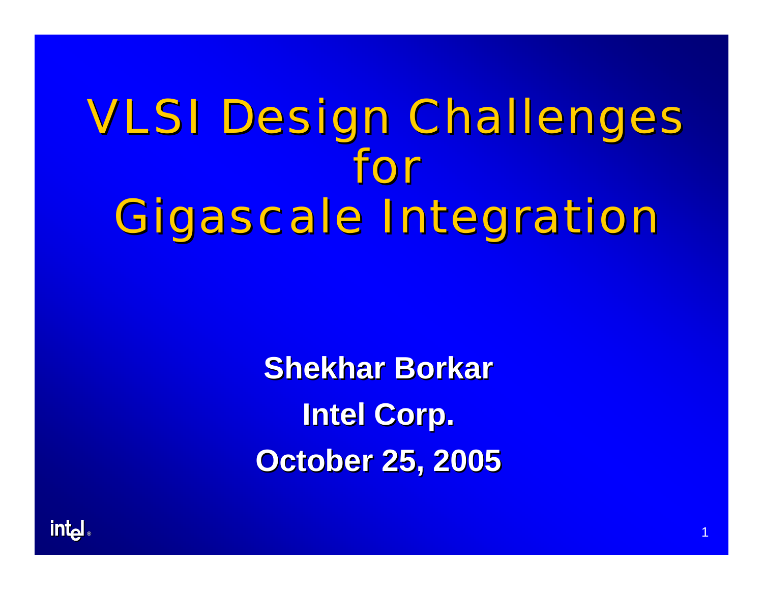# VLSI Design Challenges for Gigascale Integration

**Shekhar Borkar**

**Intel Corp.**

**October 25, 2005**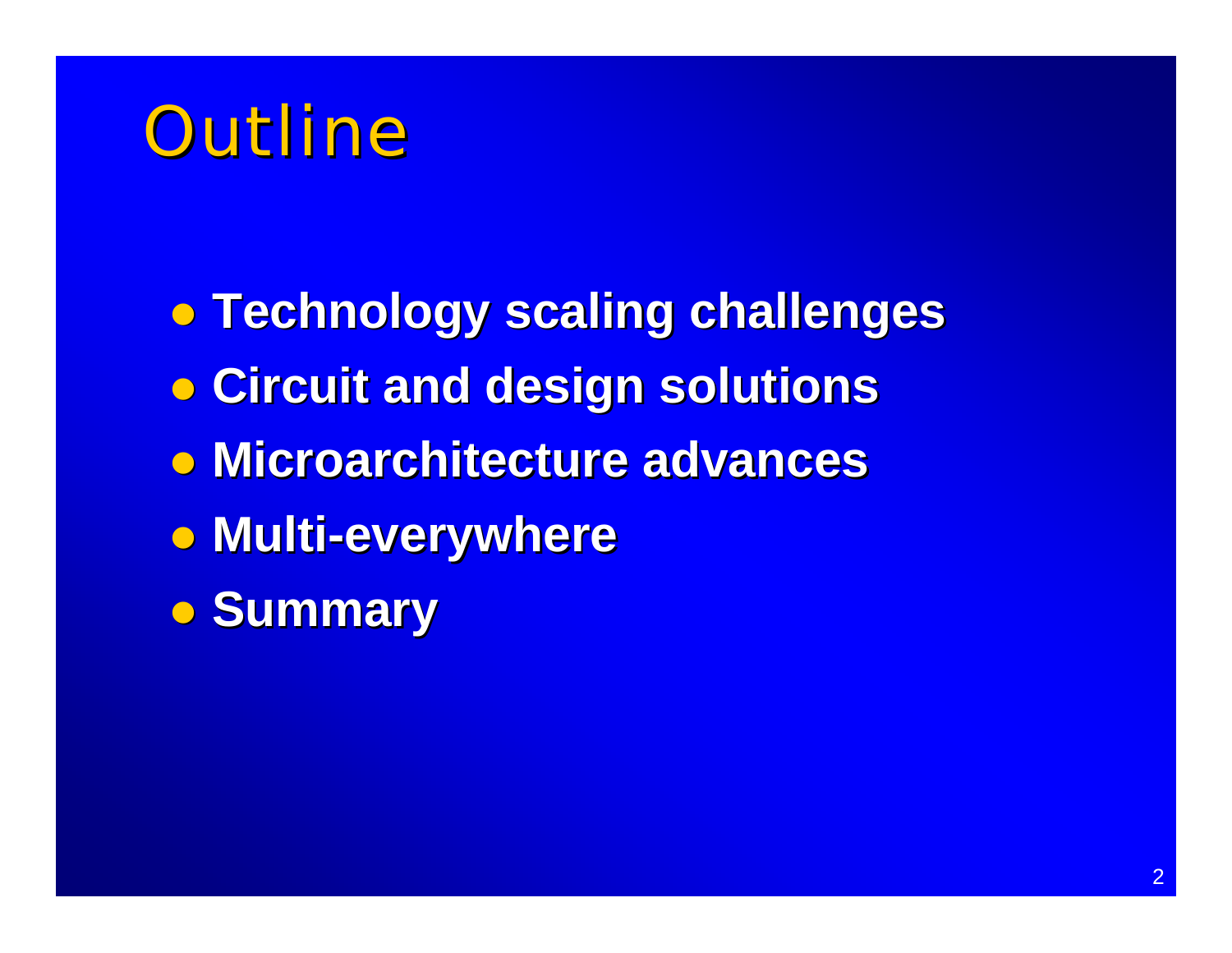# Outline

- **Technology scaling challenges**
- **Circuit and design solutions**
- **Microarchitecture advances**
- **Multi-everywhere**
- **Summary**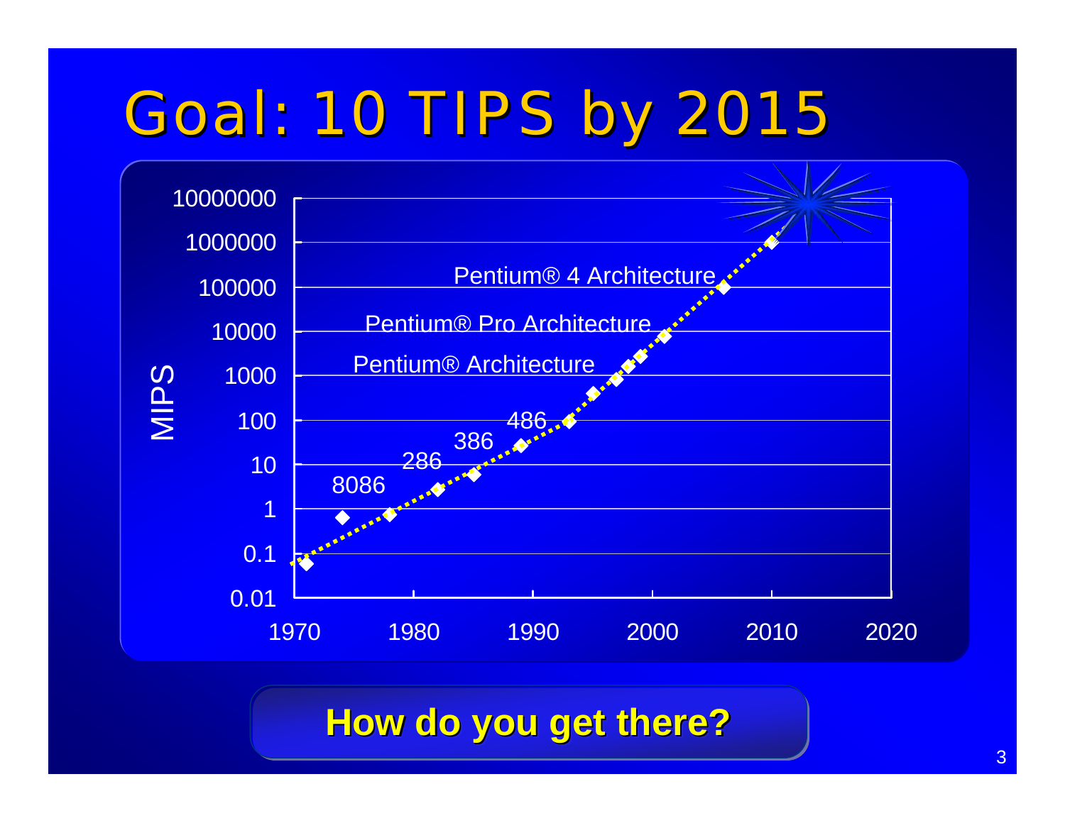# Goal: 10 TIPS by 2015

MIPS

10000000
1000000
100000
10000
1000
100
10
1
0.1
0.01

1970 1980 1990 2000 2010 2020

8086
286
386
486
Pentium® Architecture
Pentium® Pro Architecture
Pentium® 4 Architecture

**How do you get there?**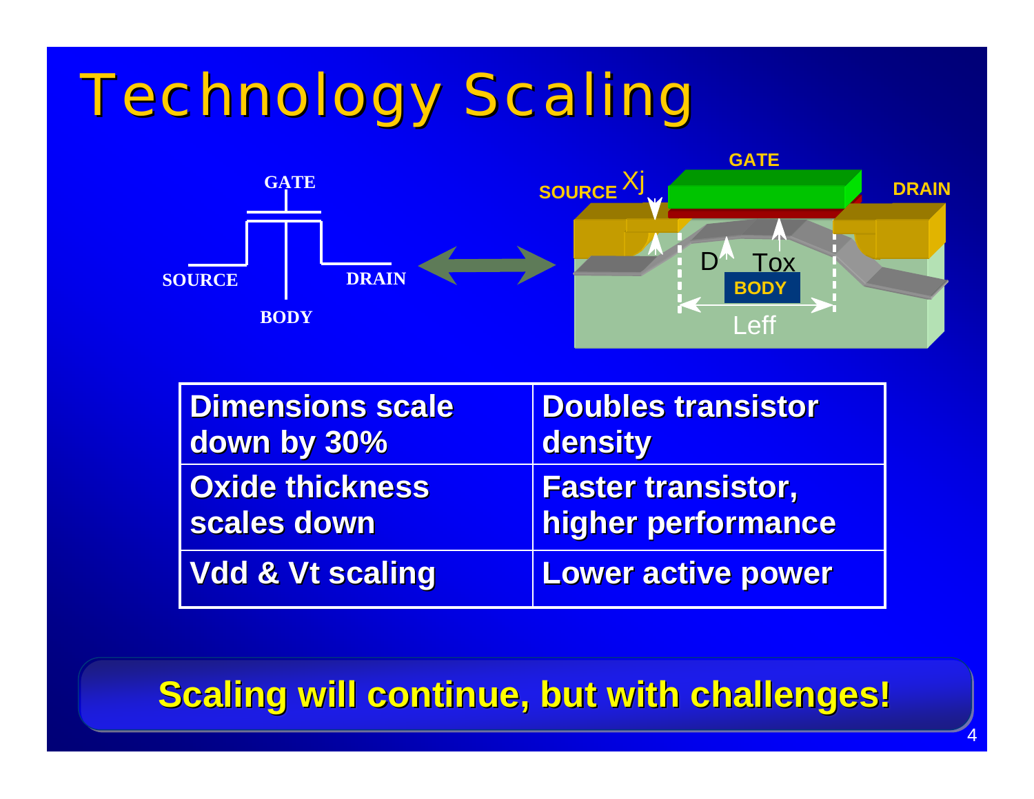# Technology Scaling

GATE

SOURCE

DRAIN

BODY

GATE

SOURCE Xj

DRAIN

D Tox

BODY

Leff

| Dimensions scale down by 30% | Doubles transistor density |
|---|---|
| Oxide thickness scales down | Faster transistor, higher performance |
| Vdd & Vt scaling | Lower active power |

**Scaling will continue, but with challenges!**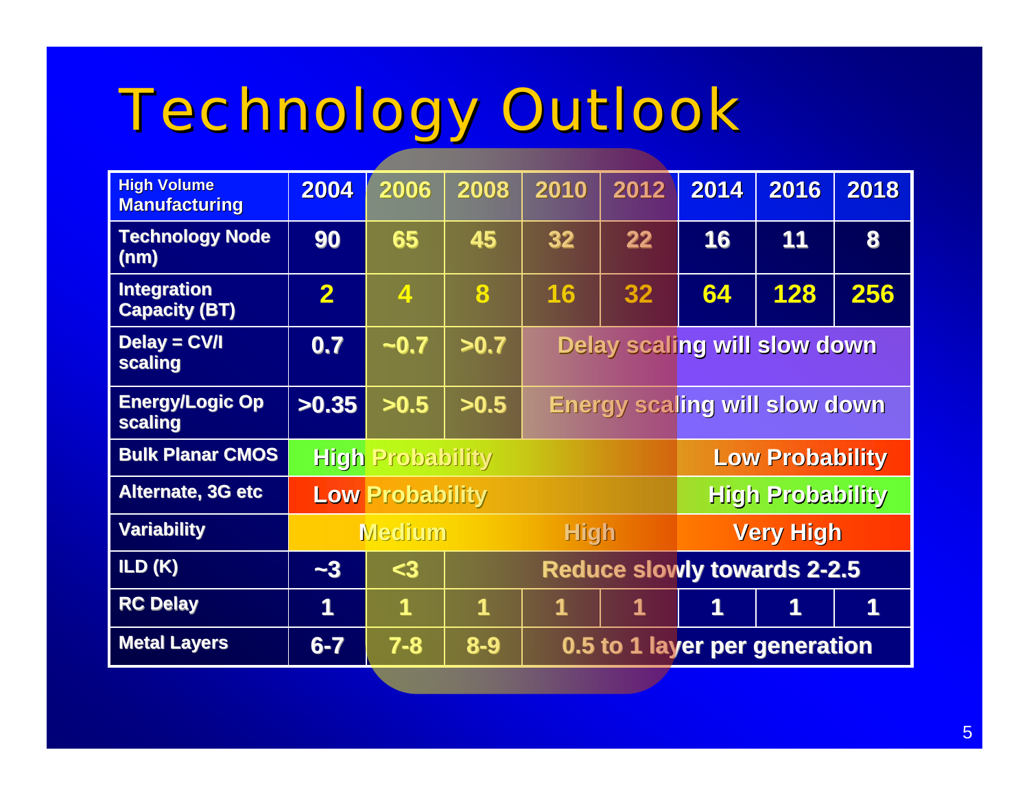# Technology Outlook

| High Volume Manufacturing | 2004 | 2006 | 2008 | 2010 | 2012 | 2014 | 2016 | 2018 |
|---|---|---|---|---|---|---|---|---|
| Technology Node (nm) | 90 | 65 | 45 | 32 | 22 | 16 | 11 | 8 |
| Integration Capacity (BT) | 2 | 4 | 8 | 16 | 32 | 64 | 128 | 256 |
| Delay = CV/I scaling | 0.7 | ~0.7 | >0.7 | Delay scaling will slow down | | | | |
| Energy/Logic Op scaling | >0.35 | >0.5 | >0.5 | Energy scaling will slow down | | | | |
| Bulk Planar CMOS | High Probability | | | | | Low Probability | | |
| Alternate, 3G etc | Low Probability | | | | | High Probability | | |
| Variability | Medium | | | High | | Very High | | |
| ILD (K) | ~3 | <3 | Reduce slowly towards 2-2.5 | | | | | |
| RC Delay | 1 | 1 | 1 | 1 | 1 | 1 | 1 | 1 |
| Metal Layers | 6-7 | 7-8 | 8-9 | 0.5 to 1 layer per generation | | | | |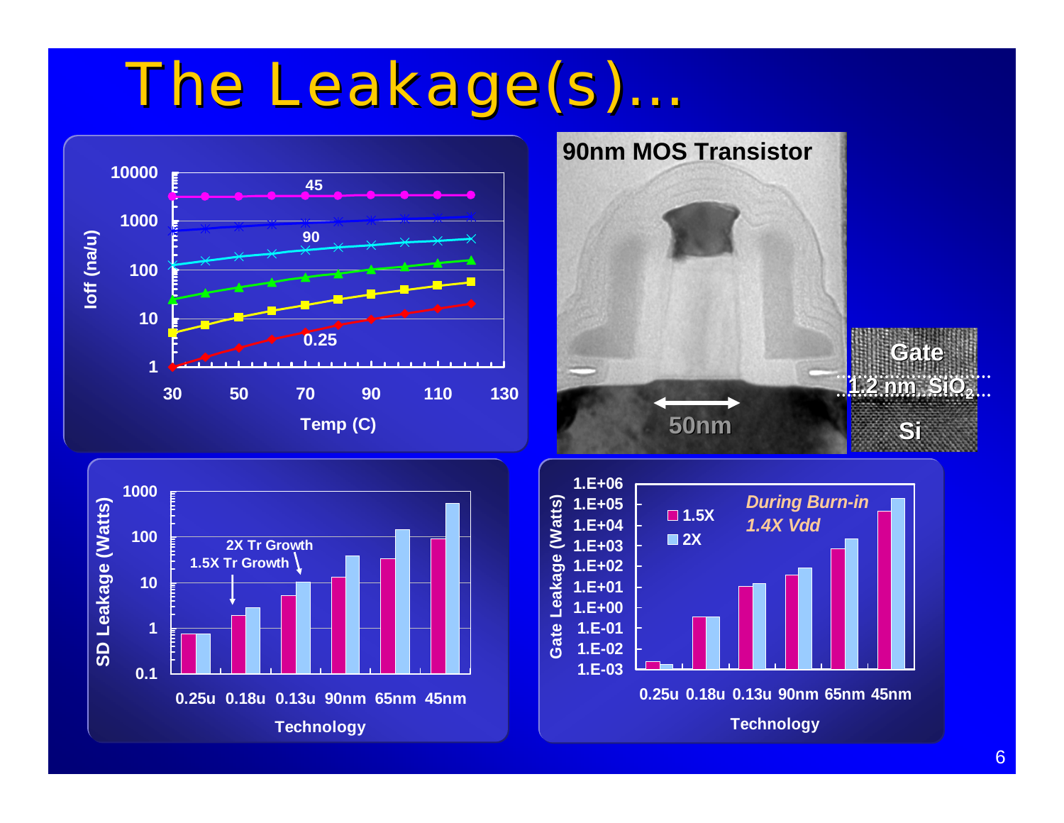# The Leakage(s)…

Ioff (na/u) vs. Temp (C): curves labeled 45, 90, 0.25

90nm MOS Transistor — 50nm — Gate, 1.2 nm $SiO_2$, Si

SD Leakage (Watts) vs. Technology (0.25u, 0.18u, 0.13u, 90nm, 65nm, 45nm): 2X Tr Growth, 1.5X Tr Growth

Gate Leakage (Watts) vs. Technology (0.25u, 0.18u, 0.13u, 90nm, 65nm, 45nm): 1.5X, 2X — *During Burn-in 1.4X Vdd*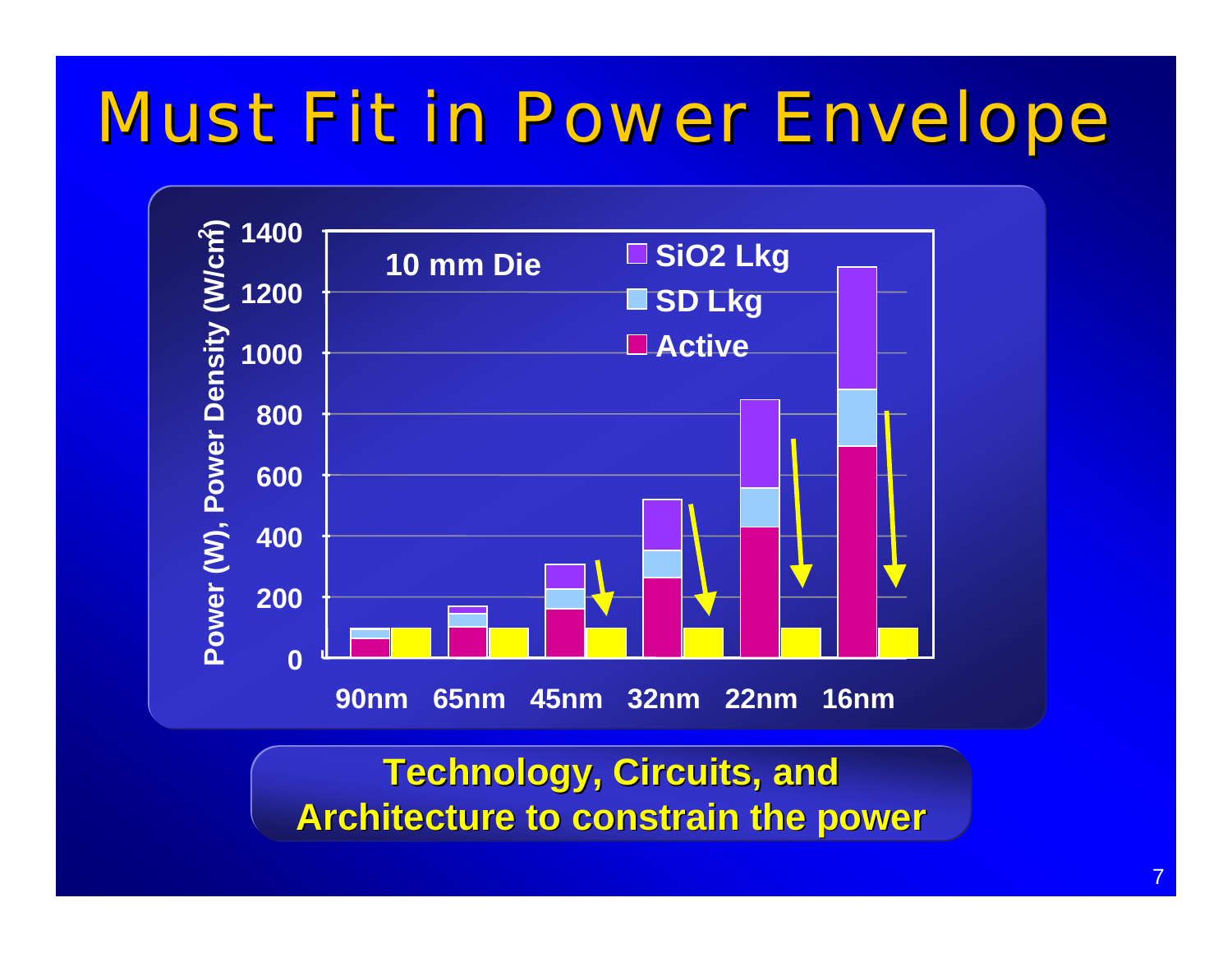# Must Fit in Power Envelope

10 mm Die

Power (W), Power Density (W/cm$^2$)

- SiO2 Lkg
- SD Lkg
- Active

90nm 65nm 45nm 32nm 22nm 16nm

**Technology, Circuits, and Architecture to constrain the power**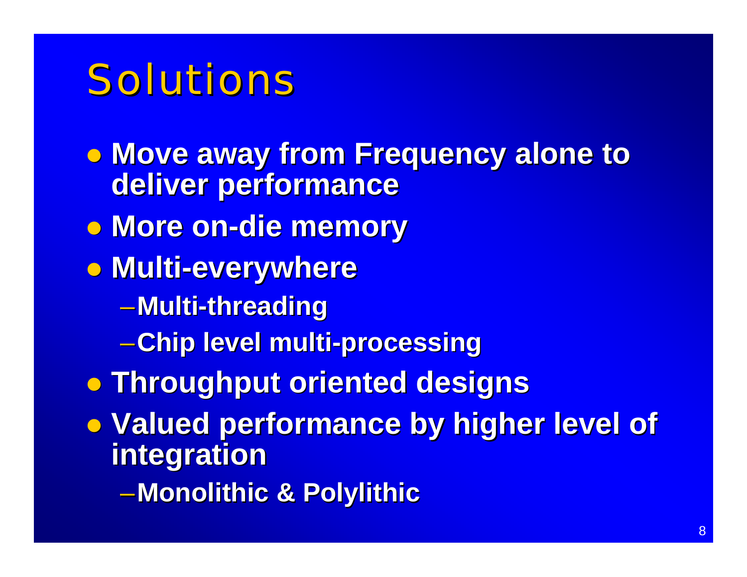# Solutions

- **Move away from Frequency alone to deliver performance**
- **More on-die memory**
- **Multi-everywhere**
  - **Multi-threading**
  - **Chip level multi-processing**
- **Throughput oriented designs**
- **Valued performance by higher level of integration**
  - **Monolithic & Polylithic**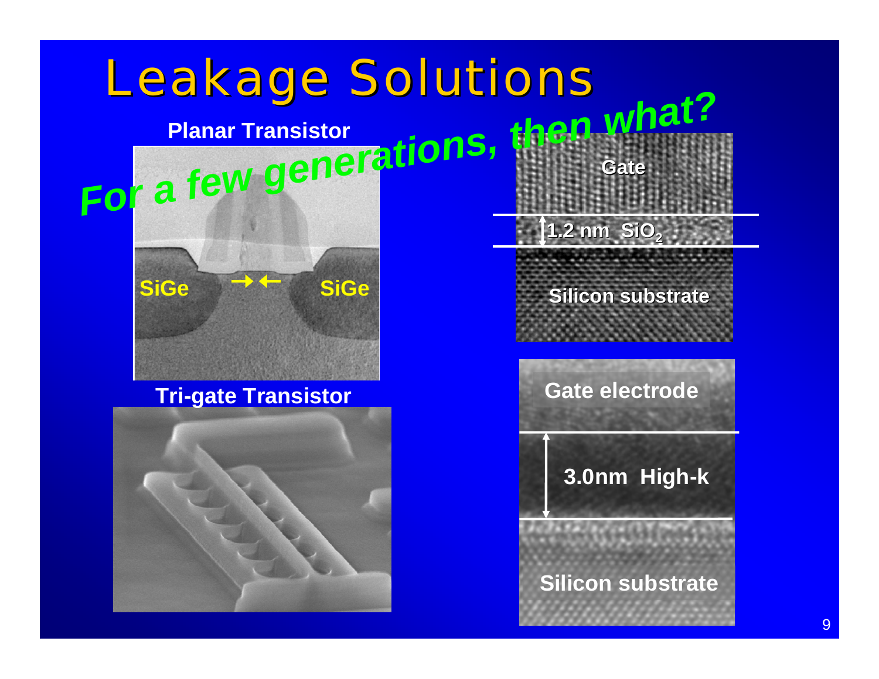# Leakage Solutions

***For a few generations, then what?***

**Planar Transistor**

SiGe → ← SiGe

**Tri-gate Transistor**

Gate

1.2 nm $SiO_2$

Silicon substrate

Gate electrode

3.0nm High-k

Silicon substrate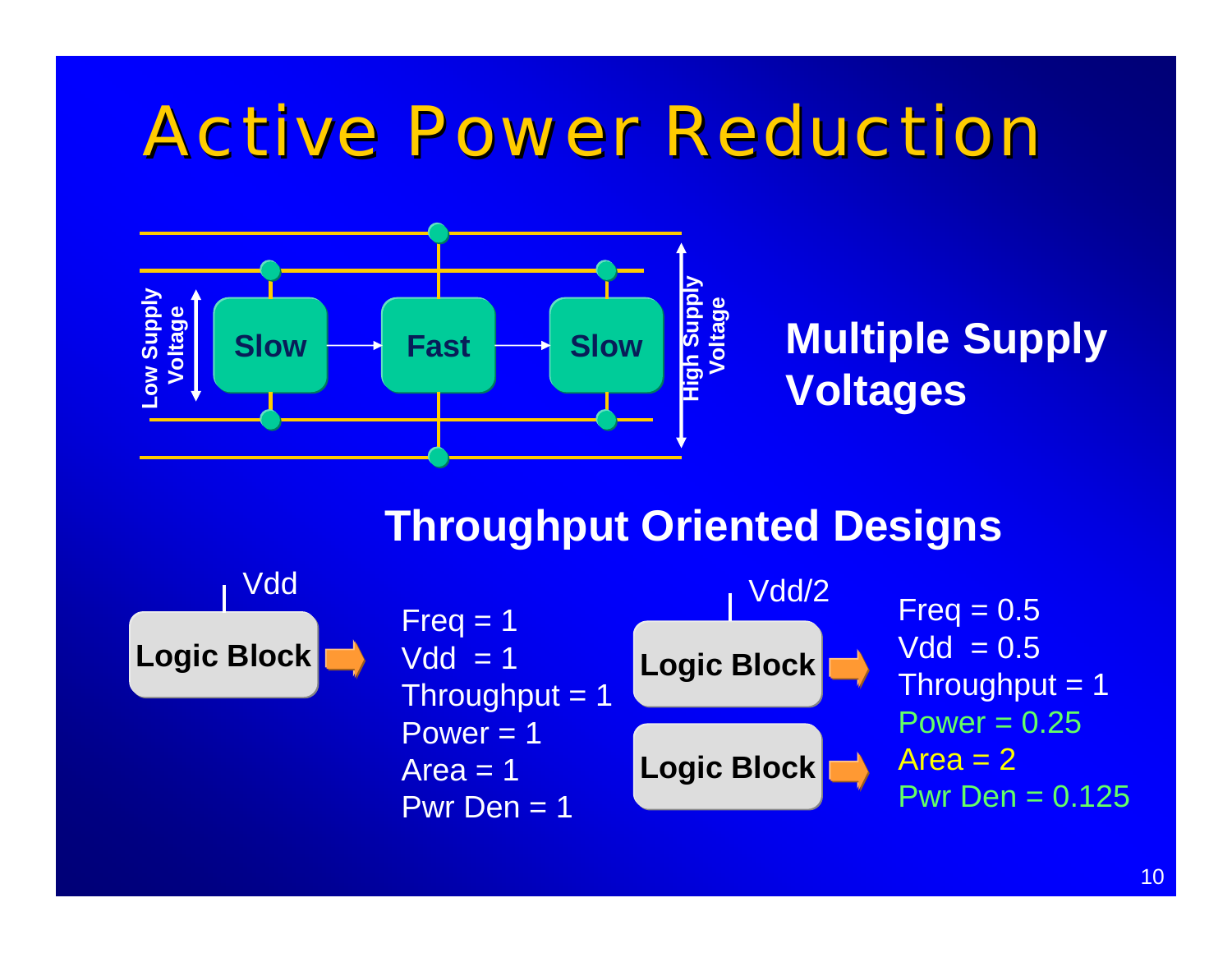# Active Power Reduction

Low Supply Voltage

Slow → Fast → Slow

High Supply Voltage

**Multiple Supply Voltages**

## Throughput Oriented Designs

Vdd

**Logic Block**

Freq = 1
Vdd = 1
Throughput = 1
Power = 1
Area = 1
Pwr Den = 1

Vdd/2

**Logic Block**

**Logic Block**

Freq = 0.5
Vdd = 0.5
Throughput = 1
Power = 0.25
Area = 2
Pwr Den = 0.125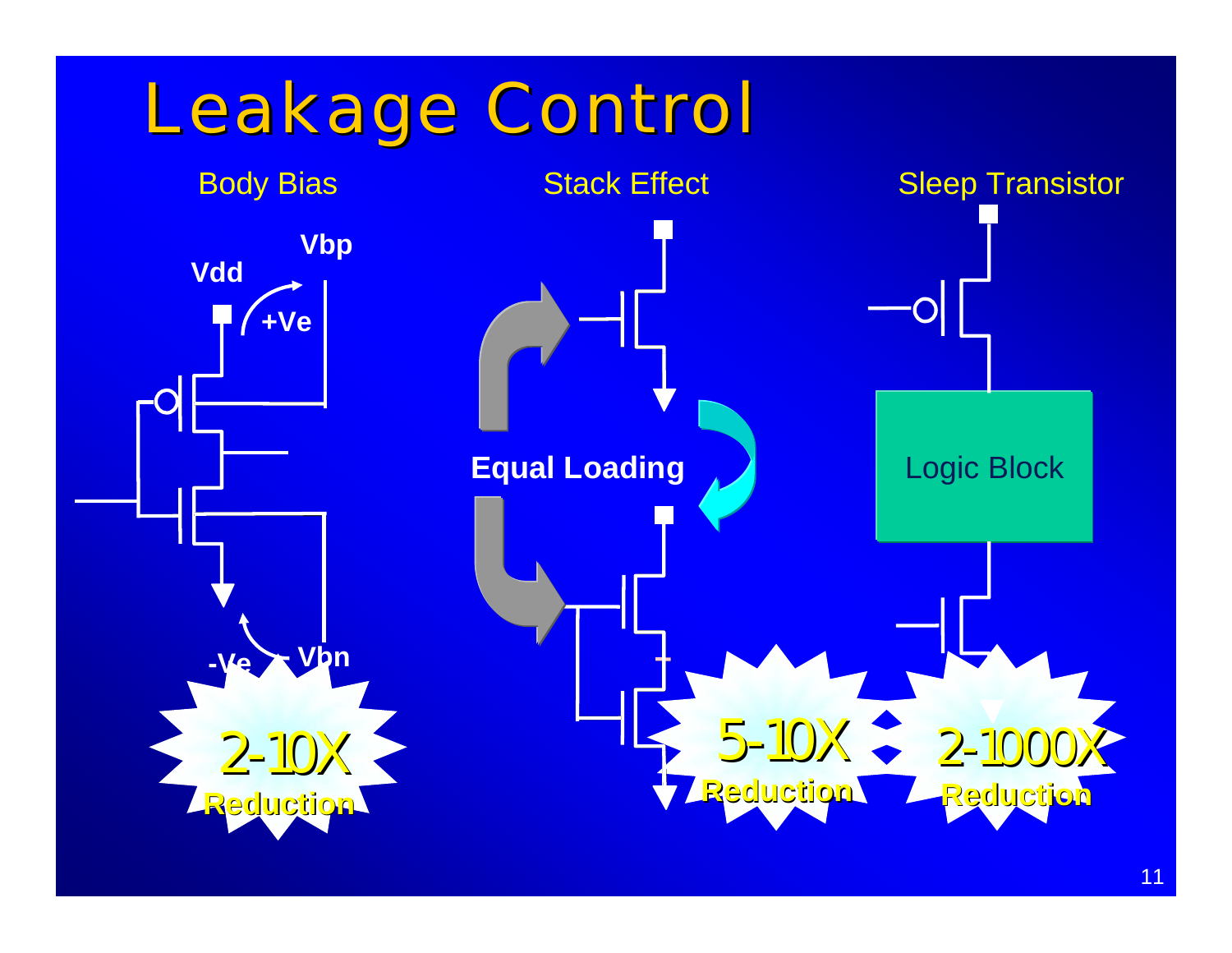# Leakage Control

## Body Bias

Vdd

Vbp

+Ve

-Ve

Vbn

**2-10X Reduction**

## Stack Effect

**Equal Loading**

**5-10X Reduction**

## Sleep Transistor

Logic Block

**2-1000X Reduction**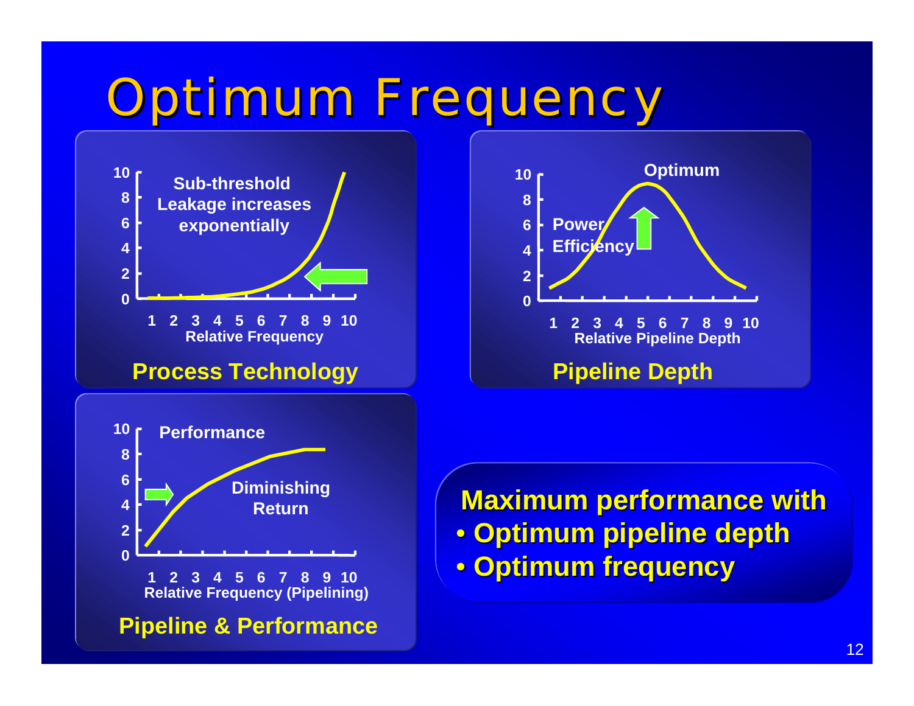# Optimum Frequency

**Process Technology**

Sub-threshold Leakage increases exponentially

Relative Frequency

**Pipeline Depth**

Optimum

Power Efficiency

Relative Pipeline Depth

**Pipeline & Performance**

Performance

Diminishing Return

Relative Frequency (Pipelining)

**Maximum performance with**

- **Optimum pipeline depth**
- **Optimum frequency**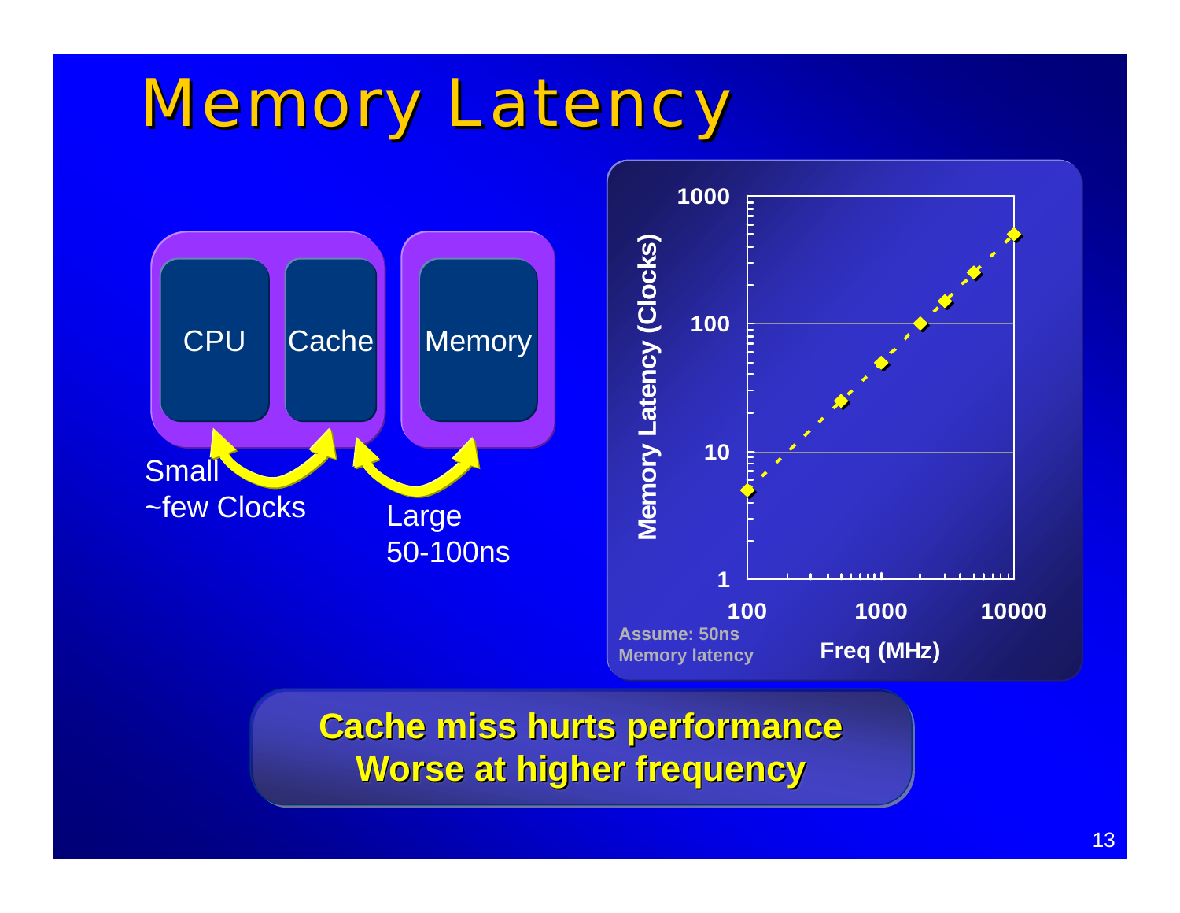# Memory Latency

CPU | Cache | Memory

Small
~few Clocks

Large
50-100ns

Memory Latency (Clocks) vs. Freq (MHz)

Assume: 50ns Memory latency

**Cache miss hurts performance**
**Worse at higher frequency**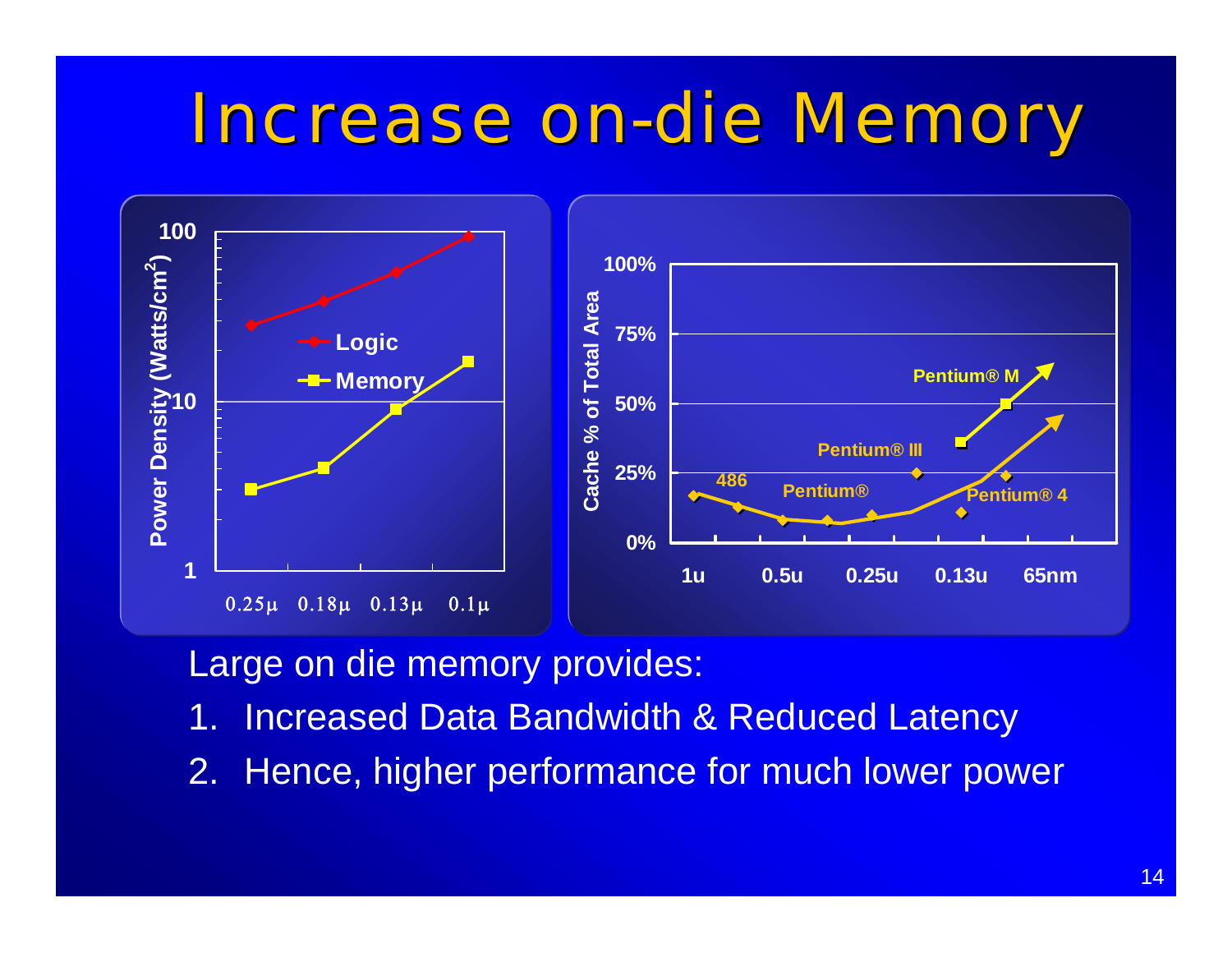# Increase on-die Memory

Large on die memory provides:

1. Increased Data Bandwidth & Reduced Latency
2. Hence, higher performance for much lower power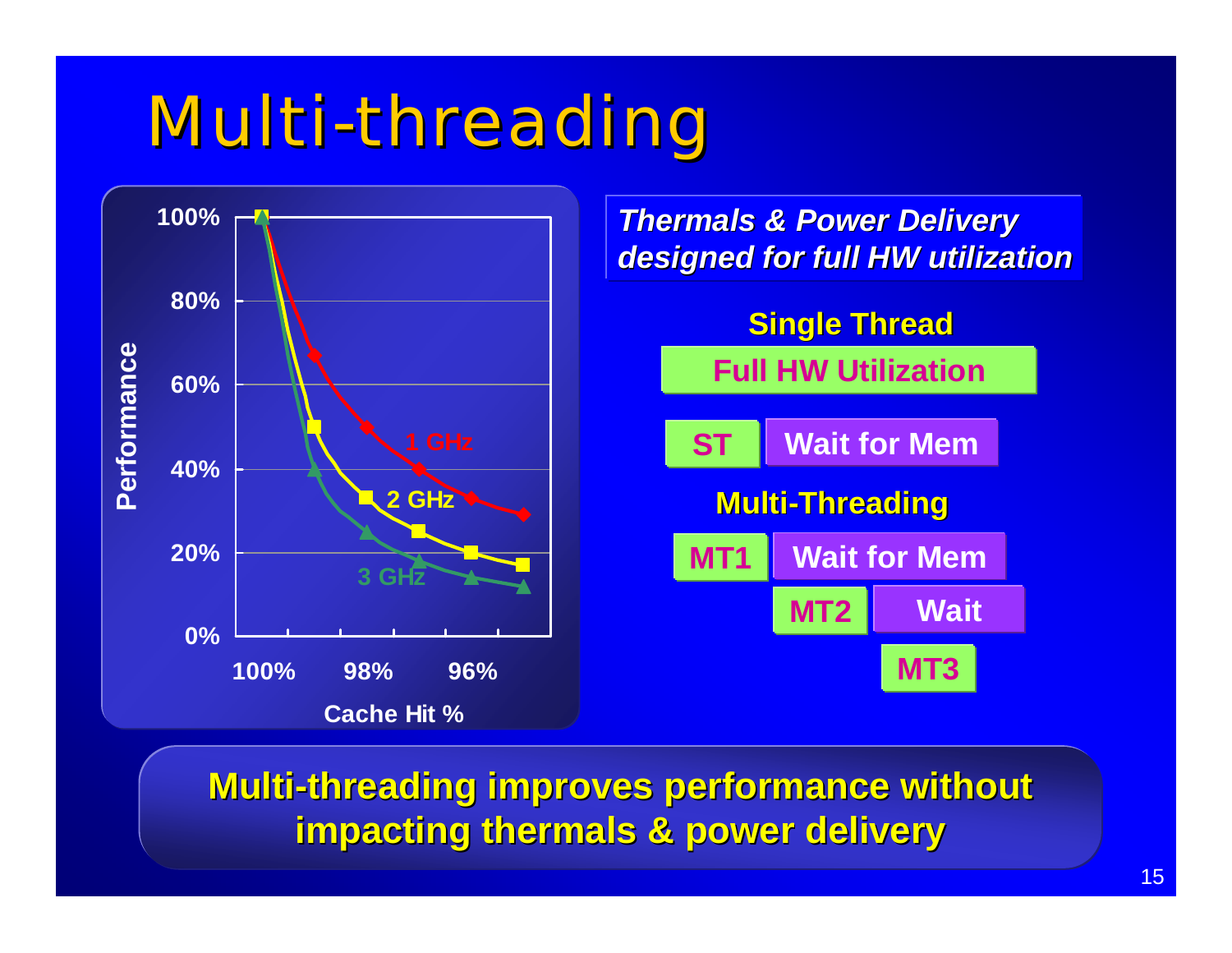# Multi-threading

Performance

100%

80%

60%

40%

20%

0%

100% 98% 96%

Cache Hit %

1 GHz

2 GHz

3 GHz

***Thermals & Power Delivery designed for full HW utilization***

**Single Thread**

**Full HW Utilization**

**ST** | **Wait for Mem**

**Multi-Threading**

**MT1** | **Wait for Mem**

**MT2** | **Wait**

**MT3**

**Multi-threading improves performance without impacting thermals & power delivery**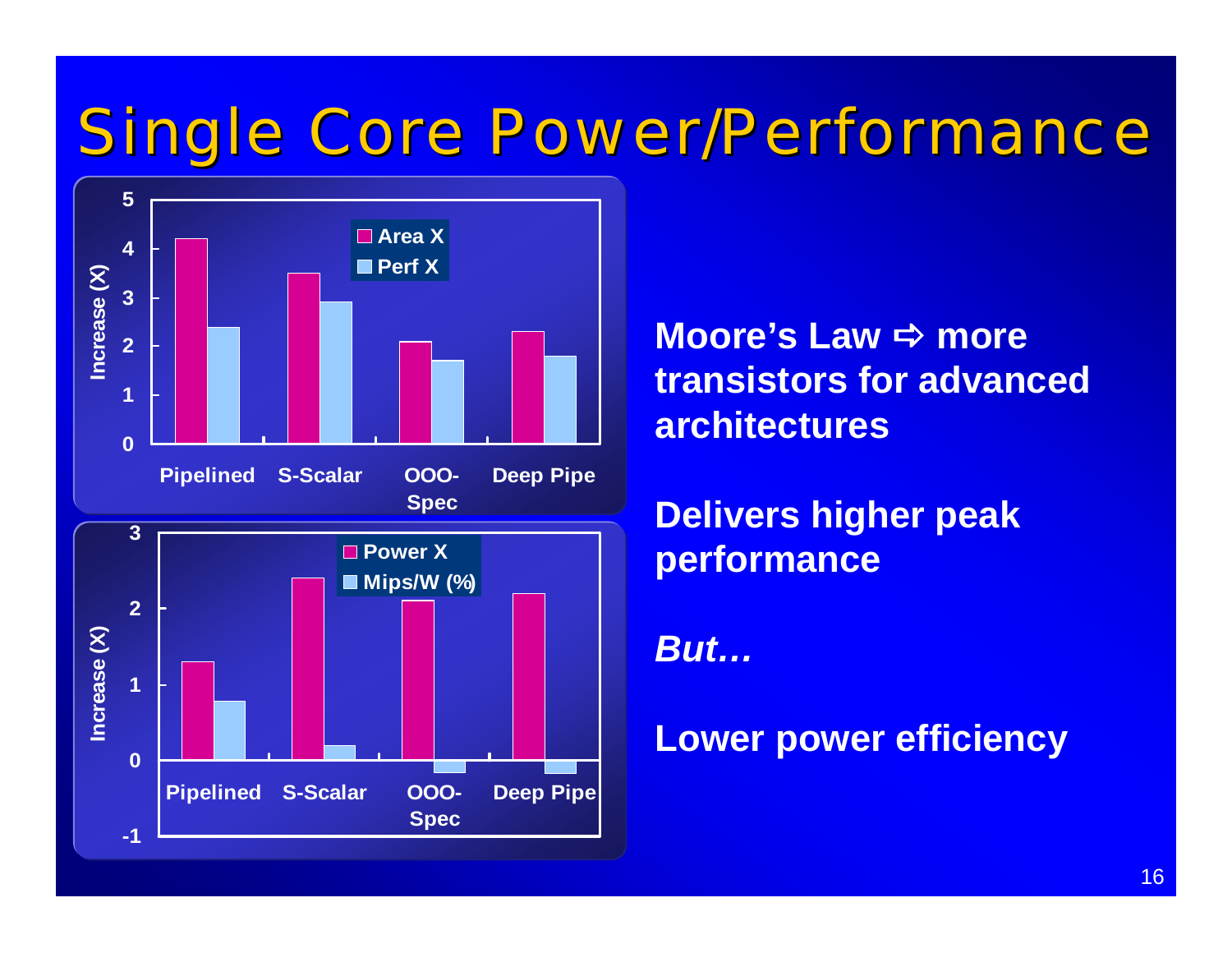# Single Core Power/Performance

Moore's Law ⇨ more transistors for advanced architectures

Delivers higher peak performance

*But…*

Lower power efficiency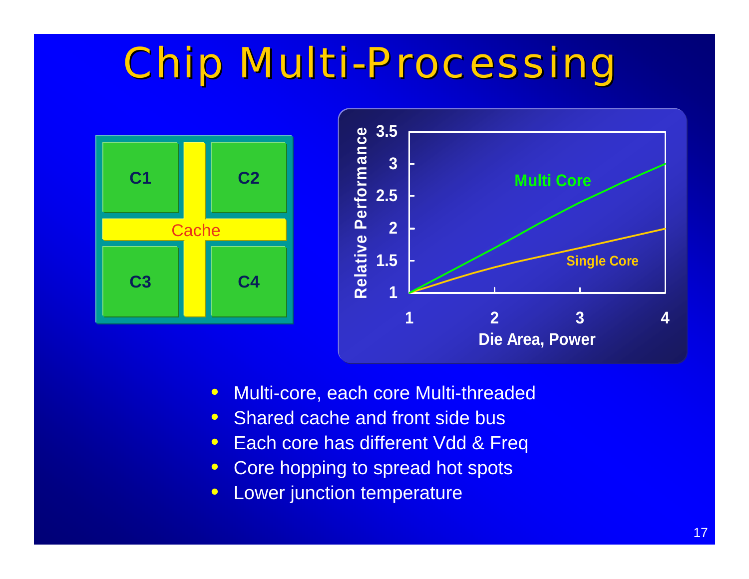# Chip Multi-Processing

- Multi-core, each core Multi-threaded
- Shared cache and front side bus
- Each core has different Vdd & Freq
- Core hopping to spread hot spots
- Lower junction temperature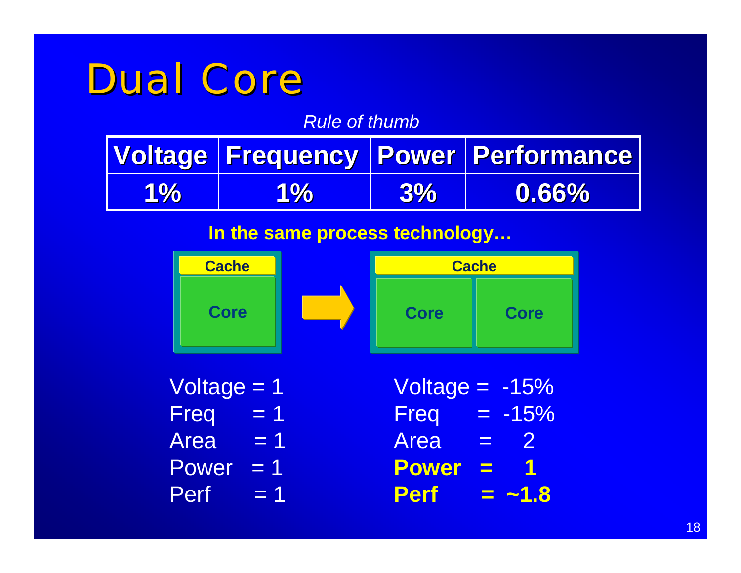# Dual Core

*Rule of thumb*

| Voltage | Frequency | Power | Performance |
|---|---|---|---|
| 1% | 1% | 3% | 0.66% |

**In the same process technology…**

Cache | Core → Cache | Core | Core

| | |
|---|---|
| Voltage = 1 | Voltage = -15% |
| Freq = 1 | Freq = -15% |
| Area = 1 | Area = 2 |
| Power = 1 | **Power = 1** |
| Perf = 1 | **Perf = ~1.8** |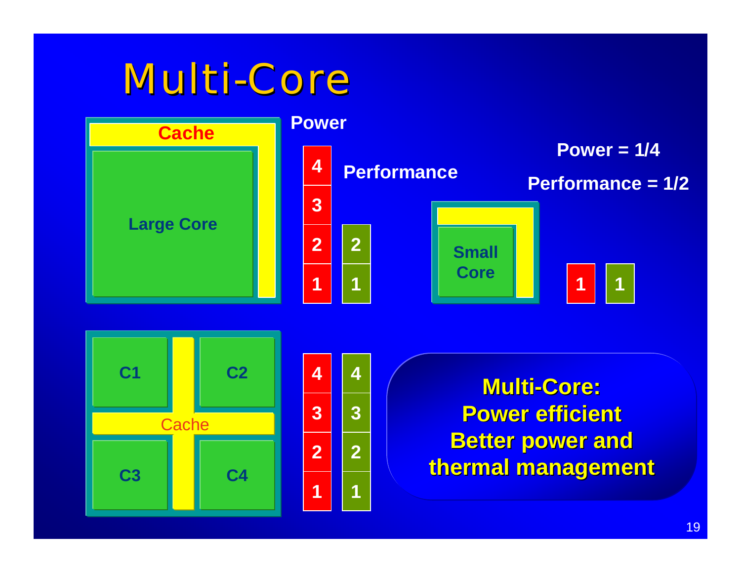# Multi-Core

Cache

Large Core

Power

Performance

| Power | Performance |
|---|---|
| 4 | |
| 3 | |
| 2 | 2 |
| 1 | 1 |

Power = 1/4

Performance = 1/2

Small Core

| Power | Performance |
|---|---|
| 1 | 1 |

C1 C2

Cache

C3 C4

| Power | Performance |
|---|---|
| 4 | 4 |
| 3 | 3 |
| 2 | 2 |
| 1 | 1 |

**Multi-Core:**
**Power efficient**
**Better power and thermal management**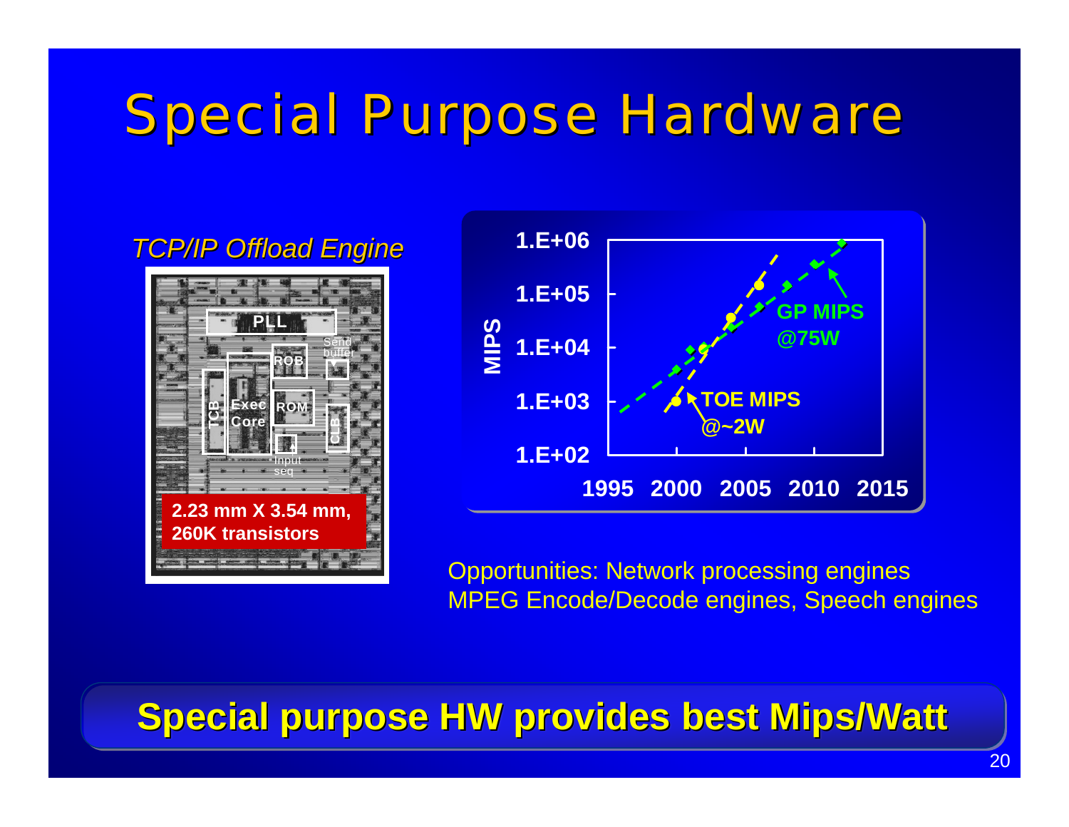# Special Purpose Hardware

*TCP/IP Offload Engine*

PLL

Send buffer

ROB

TCB

Exec Core

ROM

CLB

Input seq

2.23 mm X 3.54 mm, 260K transistors

MIPS

1.E+06
1.E+05
1.E+04
1.E+03
1.E+02

1995 2000 2005 2010 2015

GP MIPS @75W

TOE MIPS @~2W

Opportunities: Network processing engines
MPEG Encode/Decode engines, Speech engines

**Special purpose HW provides best Mips/Watt**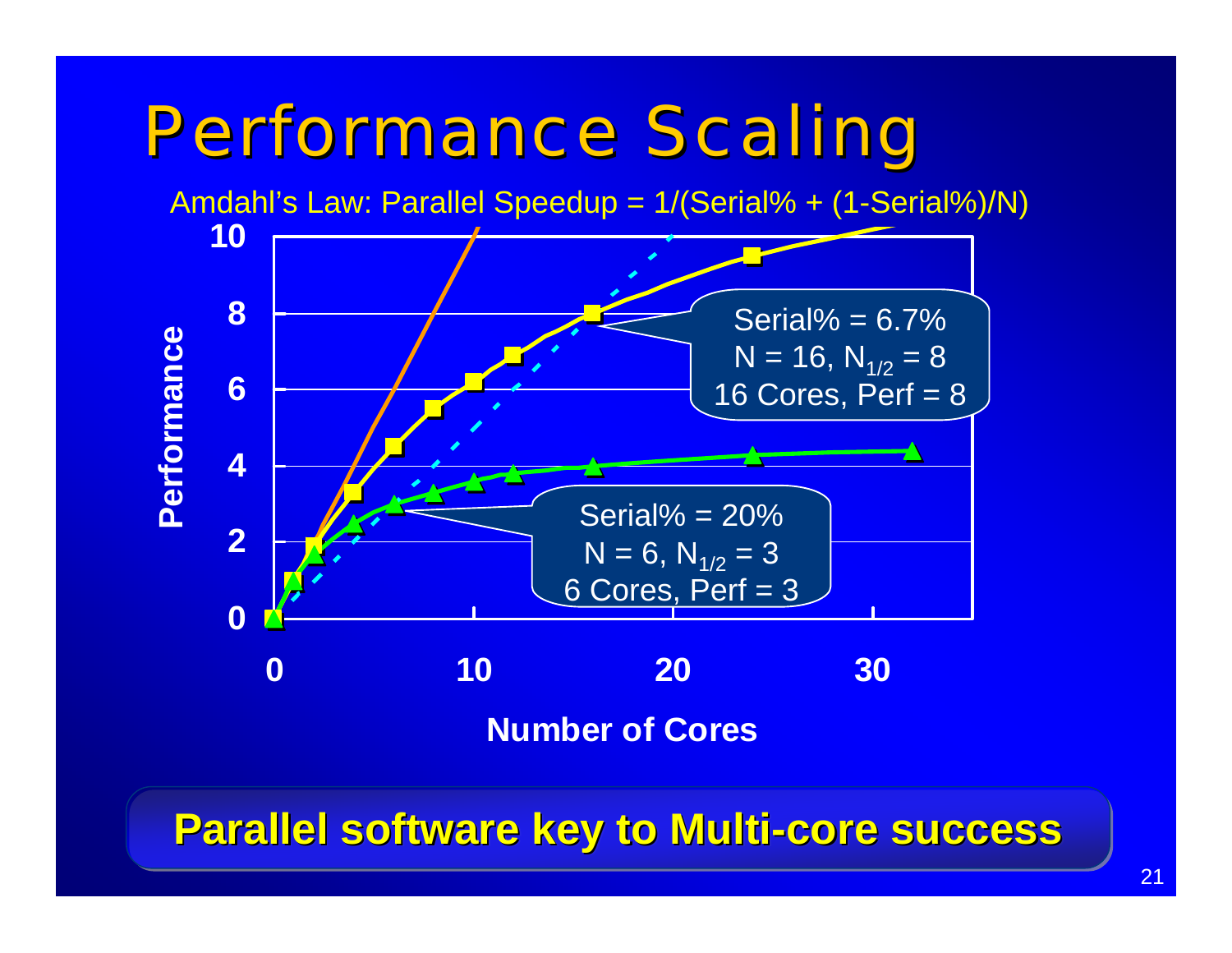# Performance Scaling

Amdahl's Law: Parallel Speedup = 1/(Serial% + (1-Serial%)/N)

Performance

Number of Cores

Serial% = 6.7%
$N = 16, N_{1/2} = 8$
16 Cores, Perf = 8

Serial% = 20%
$N = 6, N_{1/2} = 3$
6 Cores, Perf = 3

**Parallel software key to Multi-core success**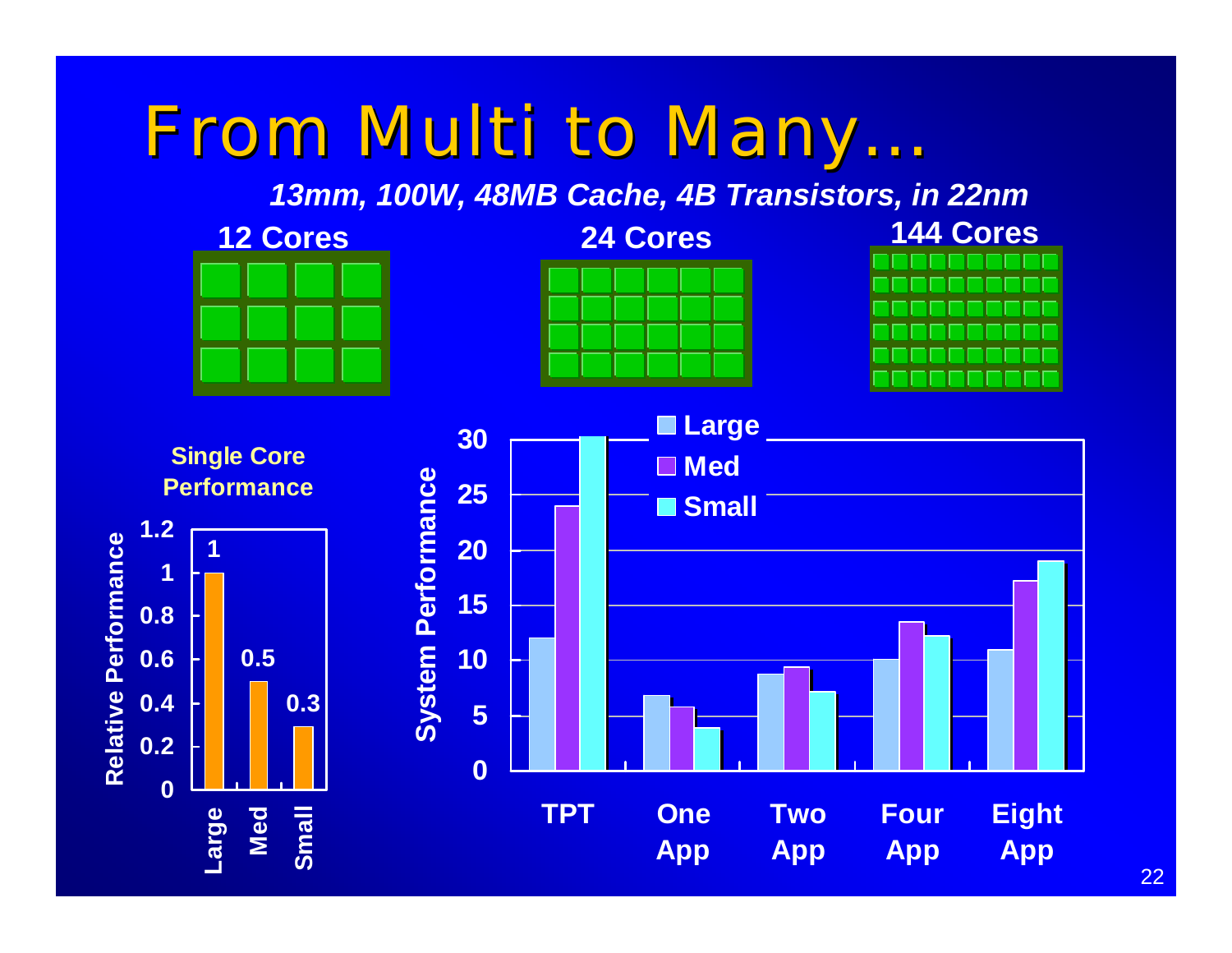# From Multi to Many…

***13mm, 100W, 48MB Cache, 4B Transistors, in 22nm***

**12 Cores** | **24 Cores** | **144 Cores**

**Single Core Performance**

| | Relative Performance |
|---|---|
| Large | 1 |
| Med | 0.5 |
| Small | 0.3 |

**System Performance**

| | Large | Med | Small |
|---|---|---|---|
| TPT | 12 | 24 | 30 |
| One App | 6.8 | 5.8 | 3.9 |
| Two App | 8.8 | 9.4 | 7.2 |
| Four App | 10.1 | 13.5 | 12.2 |
| Eight App | 11 | 17.2 | 19 |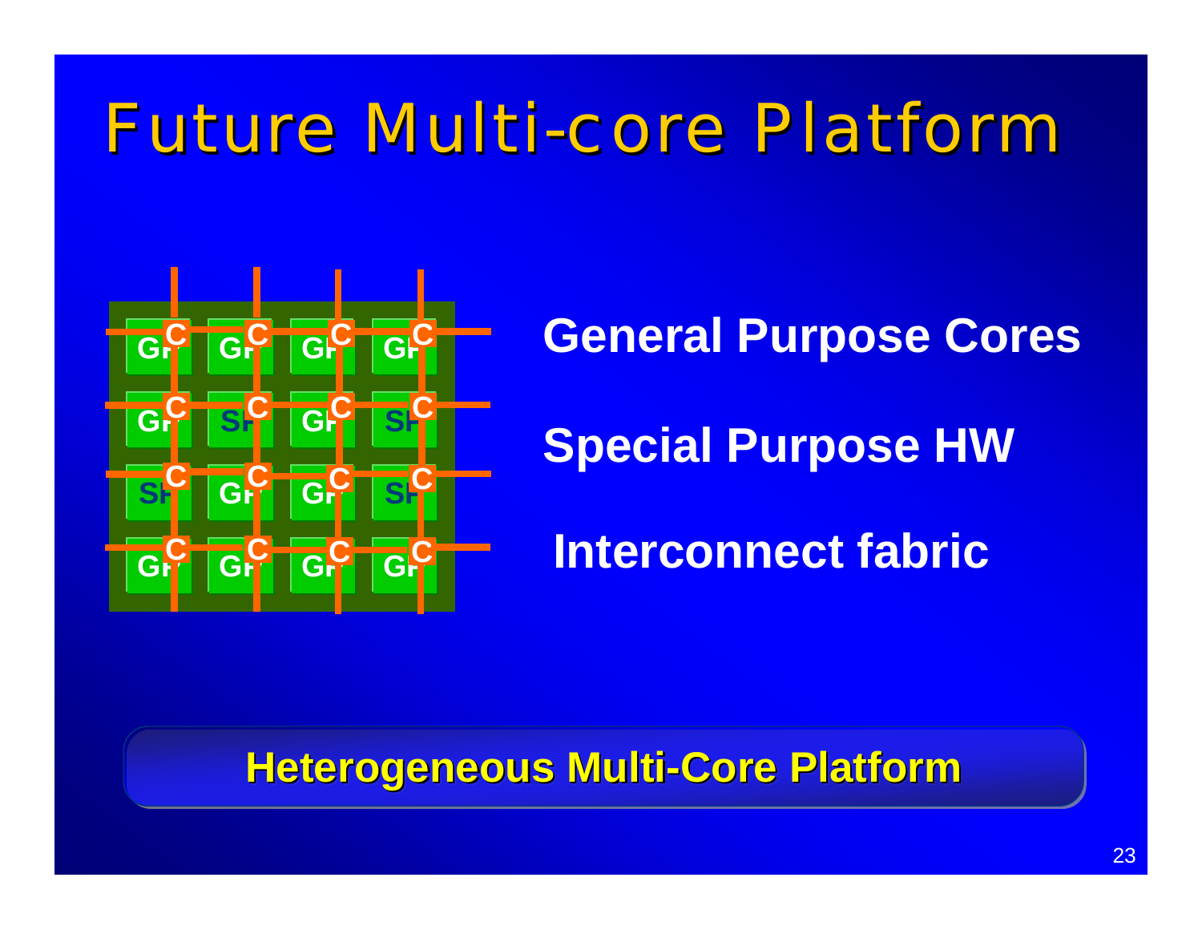# Future Multi-core Platform

**General Purpose Cores**

**Special Purpose HW**

**Interconnect fabric**

**Heterogeneous Multi-Core Platform**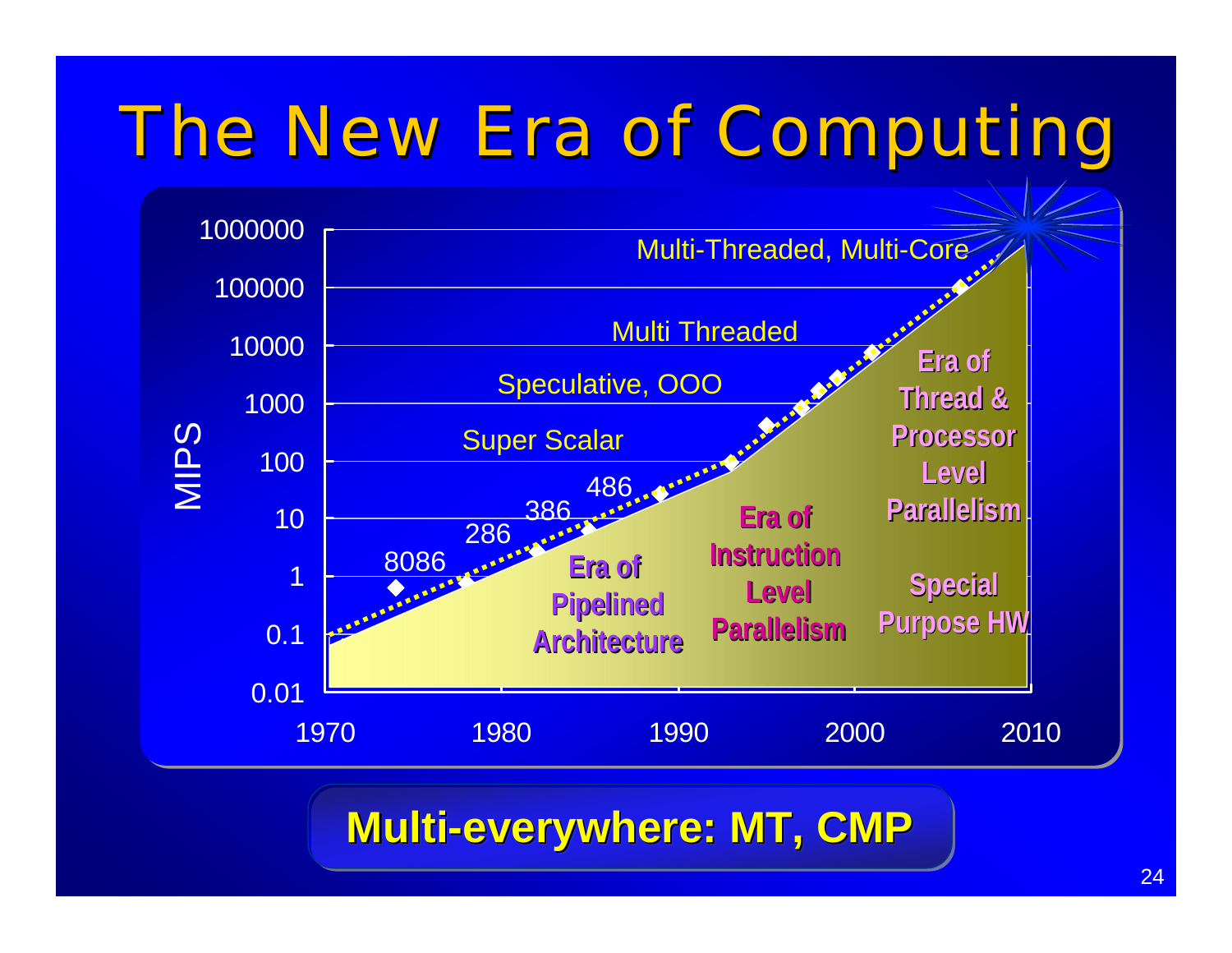# The New Era of Computing

MIPS

1000000
100000
10000
1000
100
10
1
0.1
0.01

1970 1980 1990 2000 2010

Multi-Threaded, Multi-Core

Multi Threaded

Speculative, OOO

Super Scalar

8086 286 386 486

Era of Pipelined Architecture

Era of Instruction Level Parallelism

Era of Thread & Processor Level Parallelism

Special Purpose HW

**Multi-everywhere: MT, CMP**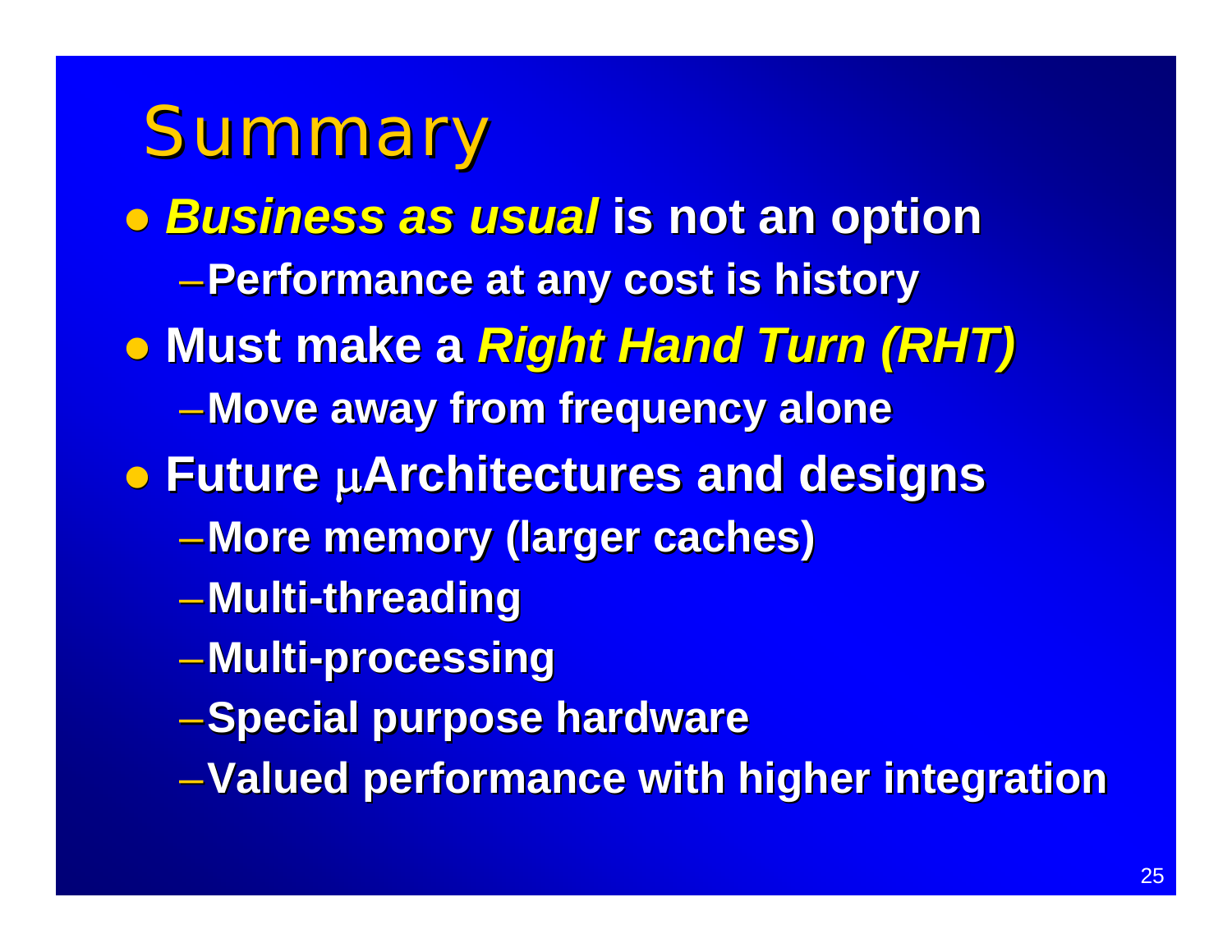# Summary

- ***Business as usual*** **is not an option**
  - **Performance at any cost is history**
- **Must make a** ***Right Hand Turn (RHT)***
  - **Move away from frequency alone**
- **Future μArchitectures and designs**
  - **More memory (larger caches)**
  - **Multi-threading**
  - **Multi-processing**
  - **Special purpose hardware**
  - **Valued performance with higher integration**